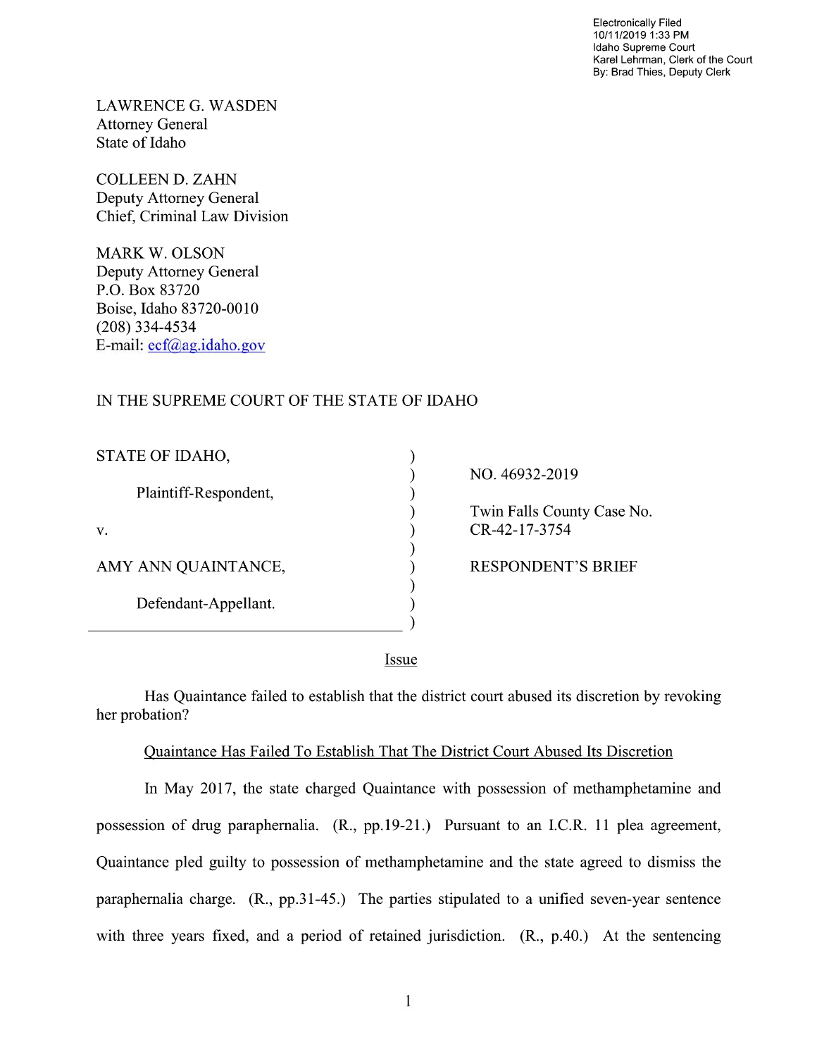Electronically Filed
10/11/2019 1:33 PM
Idaho Supreme Court
Karel Lehrman, Clerk of the Court
By: Brad Thies, Deputy Clerk

LAWRENCE G. WASDEN
Attorney General
State of Idaho

COLLEEN D. ZAHN
Deputy Attorney General
Chief, Criminal Law Division

MARK W. OLSON
Deputy Attorney General
P.O. Box 83720
Boise, Idaho 83720-0010
(208) 334-4534
E-mail: ecf@ag.idaho.gov

IN THE SUPREME COURT OF THE STATE OF IDAHO

| | | |
|---|---|---|
| STATE OF IDAHO, | ) | NO. 46932-2019 |
| Plaintiff-Respondent, | ) | |
| v. | ) | Twin Falls County Case No. CR-42-17-3754 |
| AMY ANN QUAINTANCE, | ) | RESPONDENT'S BRIEF |
| Defendant-Appellant. | ) | |

## Issue

Has Quaintance failed to establish that the district court abused its discretion by revoking her probation?

## Quaintance Has Failed To Establish That The District Court Abused Its Discretion

In May 2017, the state charged Quaintance with possession of methamphetamine and possession of drug paraphernalia. (R., pp.19-21.) Pursuant to an I.C.R. 11 plea agreement, Quaintance pled guilty to possession of methamphetamine and the state agreed to dismiss the paraphernalia charge. (R., pp.31-45.) The parties stipulated to a unified seven-year sentence with three years fixed, and a period of retained jurisdiction. (R., p.40.) At the sentencing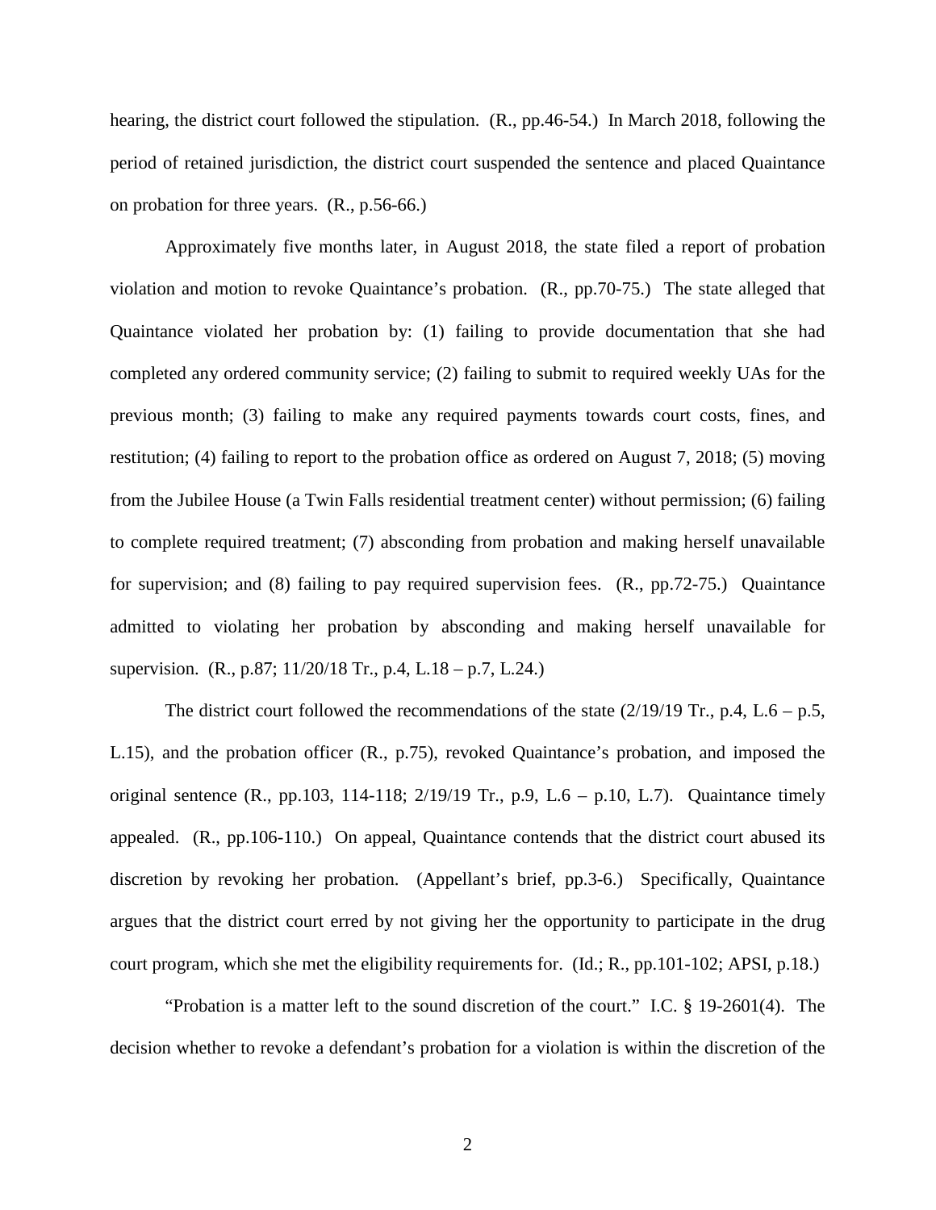hearing, the district court followed the stipulation. (R., pp.46-54.) In March 2018, following the period of retained jurisdiction, the district court suspended the sentence and placed Quaintance on probation for three years. (R., p.56-66.)

Approximately five months later, in August 2018, the state filed a report of probation violation and motion to revoke Quaintance's probation. (R., pp.70-75.) The state alleged that Quaintance violated her probation by: (1) failing to provide documentation that she had completed any ordered community service; (2) failing to submit to required weekly UAs for the previous month; (3) failing to make any required payments towards court costs, fines, and restitution; (4) failing to report to the probation office as ordered on August 7, 2018; (5) moving from the Jubilee House (a Twin Falls residential treatment center) without permission; (6) failing to complete required treatment; (7) absconding from probation and making herself unavailable for supervision; and (8) failing to pay required supervision fees. (R., pp.72-75.) Quaintance admitted to violating her probation by absconding and making herself unavailable for supervision. (R., p.87; 11/20/18 Tr., p.4, L.18 – p.7, L.24.)

The district court followed the recommendations of the state (2/19/19 Tr., p.4, L.6 – p.5, L.15), and the probation officer (R., p.75), revoked Quaintance's probation, and imposed the original sentence (R., pp.103, 114-118; 2/19/19 Tr., p.9, L.6 – p.10, L.7). Quaintance timely appealed. (R., pp.106-110.) On appeal, Quaintance contends that the district court abused its discretion by revoking her probation. (Appellant's brief, pp.3-6.) Specifically, Quaintance argues that the district court erred by not giving her the opportunity to participate in the drug court program, which she met the eligibility requirements for. (Id.; R., pp.101-102; APSI, p.18.)

"Probation is a matter left to the sound discretion of the court." I.C. § 19-2601(4). The decision whether to revoke a defendant's probation for a violation is within the discretion of the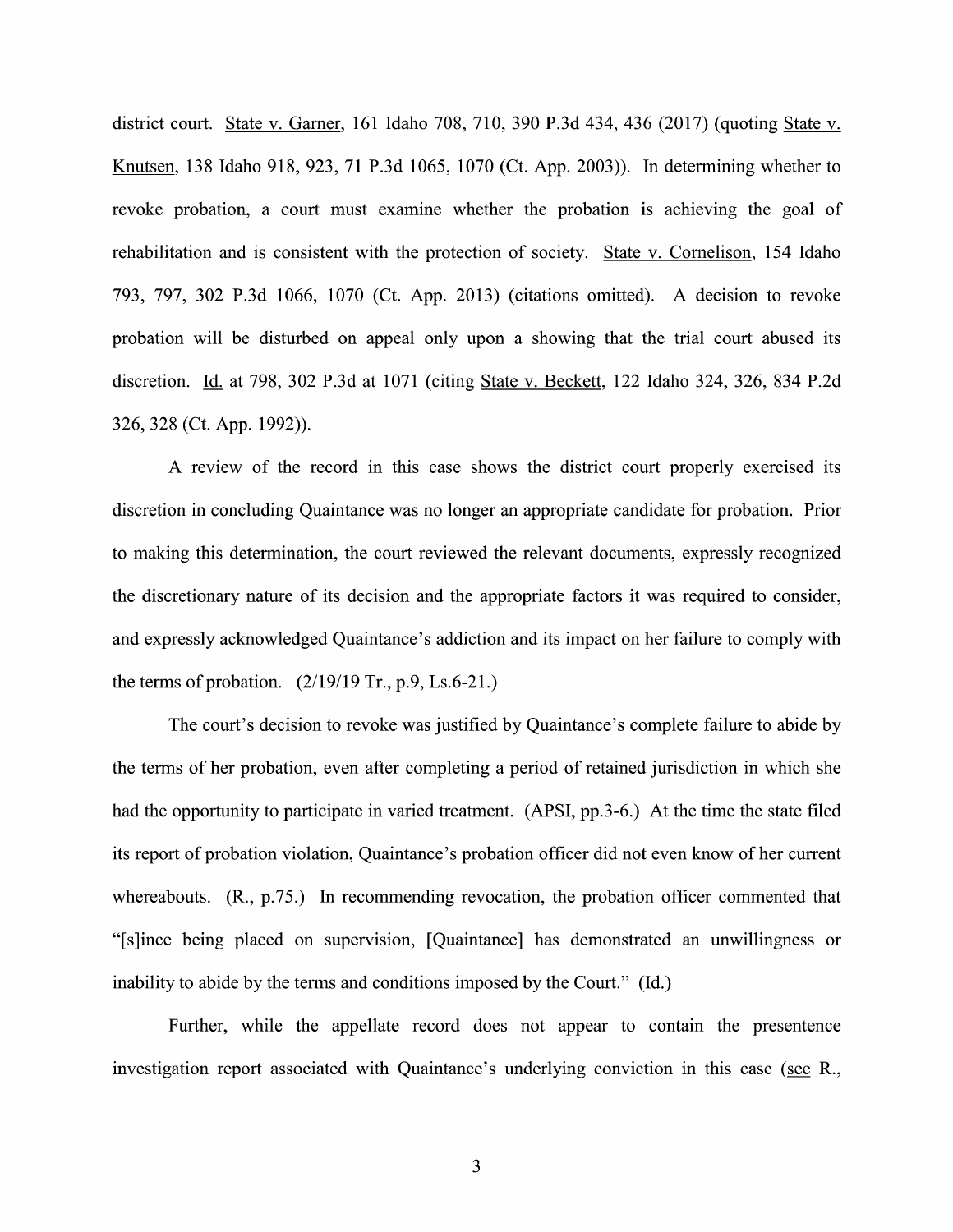district court. State v. Garner, 161 Idaho 708, 710, 390 P.3d 434, 436 (2017) (quoting State v. Knutsen, 138 Idaho 918, 923, 71 P.3d 1065, 1070 (Ct. App. 2003)). In determining whether to revoke probation, a court must examine whether the probation is achieving the goal of rehabilitation and is consistent with the protection of society. State v. Cornelison, 154 Idaho 793, 797, 302 P.3d 1066, 1070 (Ct. App. 2013) (citations omitted). A decision to revoke probation will be disturbed on appeal only upon a showing that the trial court abused its discretion. Id. at 798, 302 P.3d at 1071 (citing State v. Beckett, 122 Idaho 324, 326, 834 P.2d 326, 328 (Ct. App. 1992)).

A review of the record in this case shows the district court properly exercised its discretion in concluding Quaintance was no longer an appropriate candidate for probation. Prior to making this determination, the court reviewed the relevant documents, expressly recognized the discretionary nature of its decision and the appropriate factors it was required to consider, and expressly acknowledged Quaintance's addiction and its impact on her failure to comply with the terms of probation. (2/19/19 Tr., p.9, Ls.6-21.)

The court's decision to revoke was justified by Quaintance's complete failure to abide by the terms of her probation, even after completing a period of retained jurisdiction in which she had the opportunity to participate in varied treatment. (APSI, pp.3-6.) At the time the state filed its report of probation violation, Quaintance's probation officer did not even know of her current whereabouts. (R., p.75.) In recommending revocation, the probation officer commented that "[s]ince being placed on supervision, [Quaintance] has demonstrated an unwillingness or inability to abide by the terms and conditions imposed by the Court." (Id.)

Further, while the appellate record does not appear to contain the presentence investigation report associated with Quaintance's underlying conviction in this case (see R.,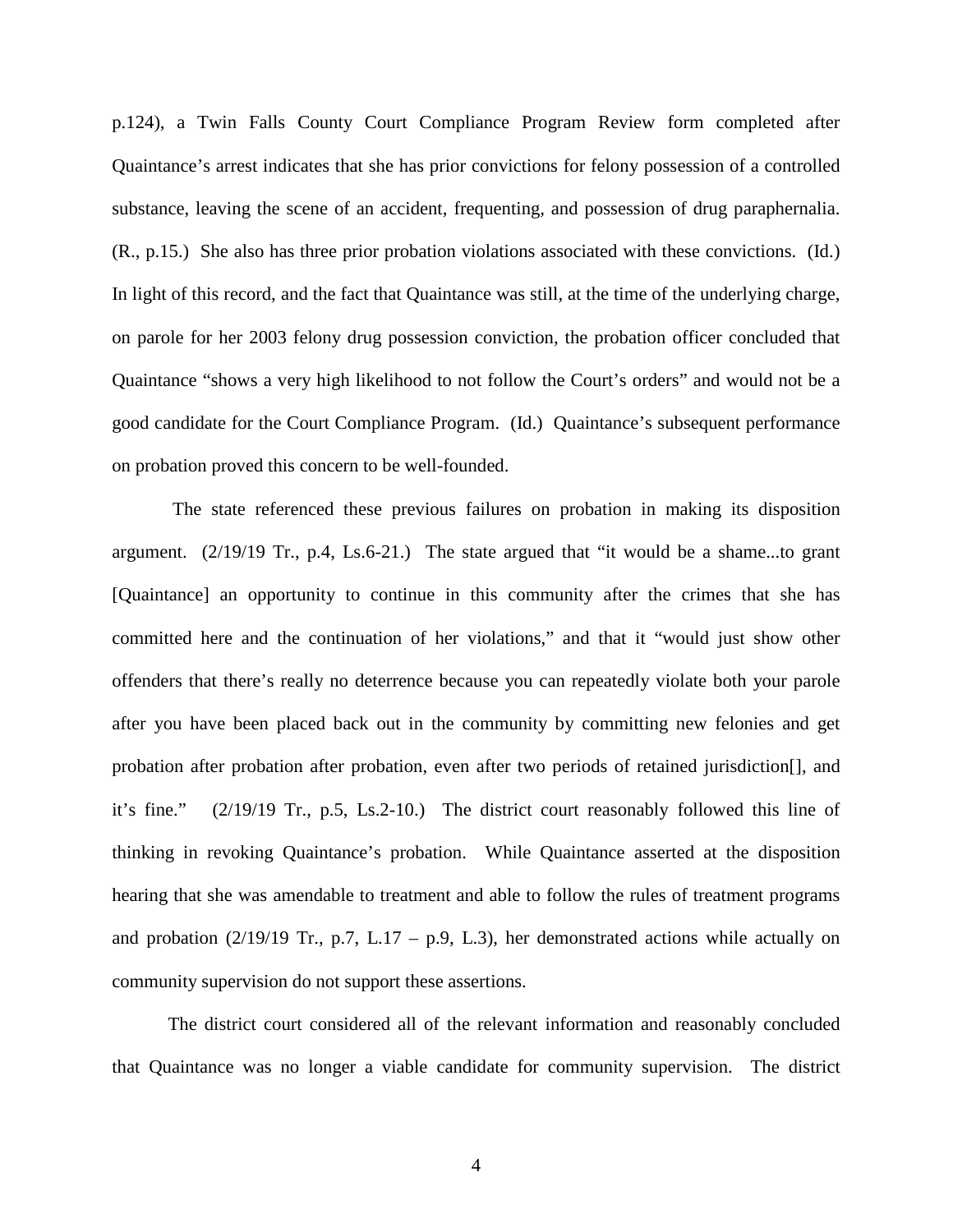p.124), a Twin Falls County Court Compliance Program Review form completed after Quaintance's arrest indicates that she has prior convictions for felony possession of a controlled substance, leaving the scene of an accident, frequenting, and possession of drug paraphernalia. (R., p.15.) She also has three prior probation violations associated with these convictions. (Id.) In light of this record, and the fact that Quaintance was still, at the time of the underlying charge, on parole for her 2003 felony drug possession conviction, the probation officer concluded that Quaintance "shows a very high likelihood to not follow the Court's orders" and would not be a good candidate for the Court Compliance Program. (Id.) Quaintance's subsequent performance on probation proved this concern to be well-founded.

The state referenced these previous failures on probation in making its disposition argument. (2/19/19 Tr., p.4, Ls.6-21.) The state argued that "it would be a shame...to grant [Quaintance] an opportunity to continue in this community after the crimes that she has committed here and the continuation of her violations," and that it "would just show other offenders that there's really no deterrence because you can repeatedly violate both your parole after you have been placed back out in the community by committing new felonies and get probation after probation after probation, even after two periods of retained jurisdiction[], and it's fine." (2/19/19 Tr., p.5, Ls.2-10.) The district court reasonably followed this line of thinking in revoking Quaintance's probation. While Quaintance asserted at the disposition hearing that she was amendable to treatment and able to follow the rules of treatment programs and probation (2/19/19 Tr., p.7, L.17 – p.9, L.3), her demonstrated actions while actually on community supervision do not support these assertions.

The district court considered all of the relevant information and reasonably concluded that Quaintance was no longer a viable candidate for community supervision. The district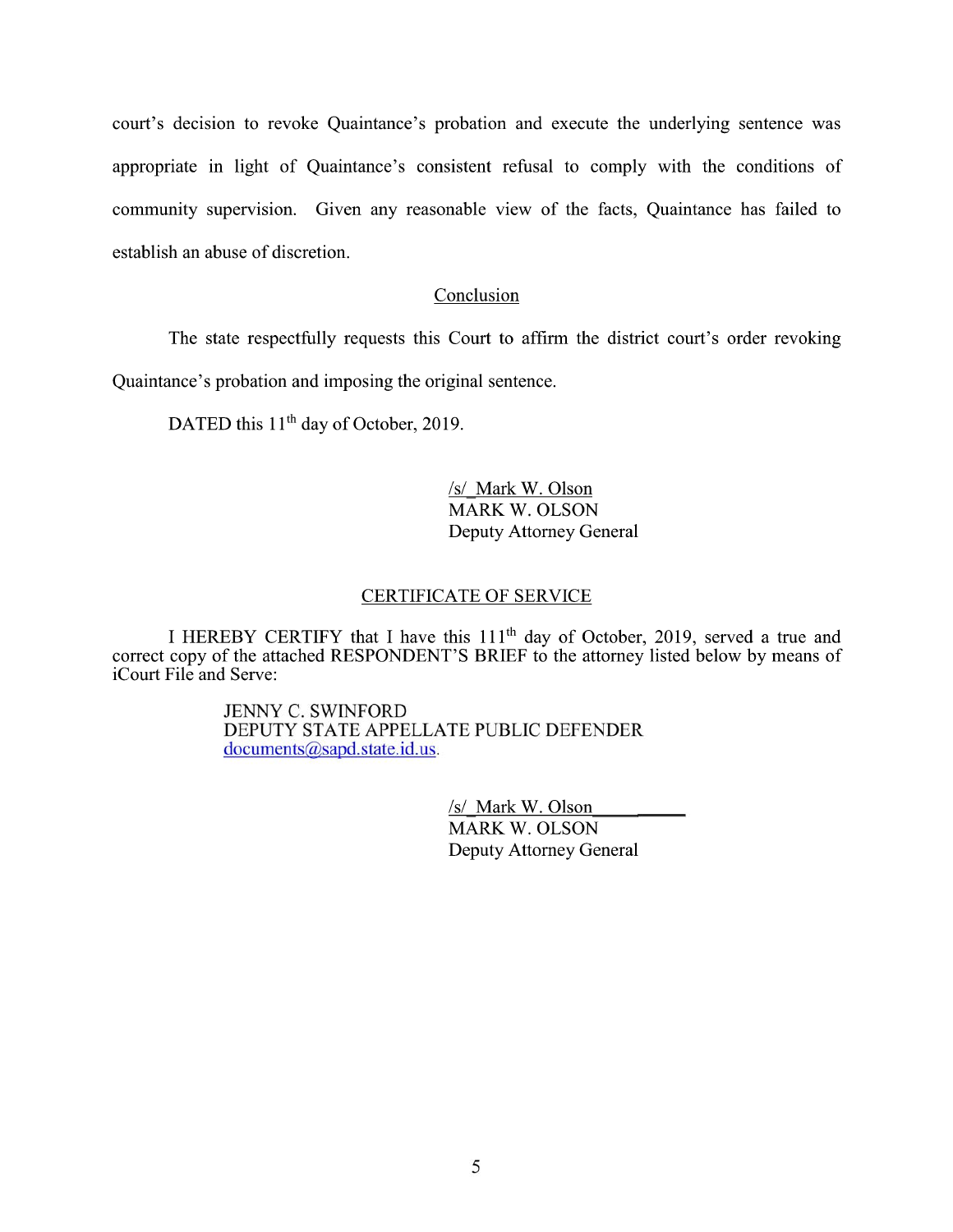court's decision to revoke Quaintance's probation and execute the underlying sentence was appropriate in light of Quaintance's consistent refusal to comply with the conditions of community supervision. Given any reasonable view of the facts, Quaintance has failed to establish an abuse of discretion.

## Conclusion

The state respectfully requests this Court to affirm the district court's order revoking Quaintance's probation and imposing the original sentence.

DATED this 11th day of October, 2019.

/s/ Mark W. Olson
MARK W. OLSON
Deputy Attorney General

## CERTIFICATE OF SERVICE

I HEREBY CERTIFY that I have this 111th day of October, 2019, served a true and correct copy of the attached RESPONDENT'S BRIEF to the attorney listed below by means of iCourt File and Serve:

JENNY C. SWINFORD
DEPUTY STATE APPELLATE PUBLIC DEFENDER
documents@sapd.state.id.us.

/s/ Mark W. Olson
MARK W. OLSON
Deputy Attorney General